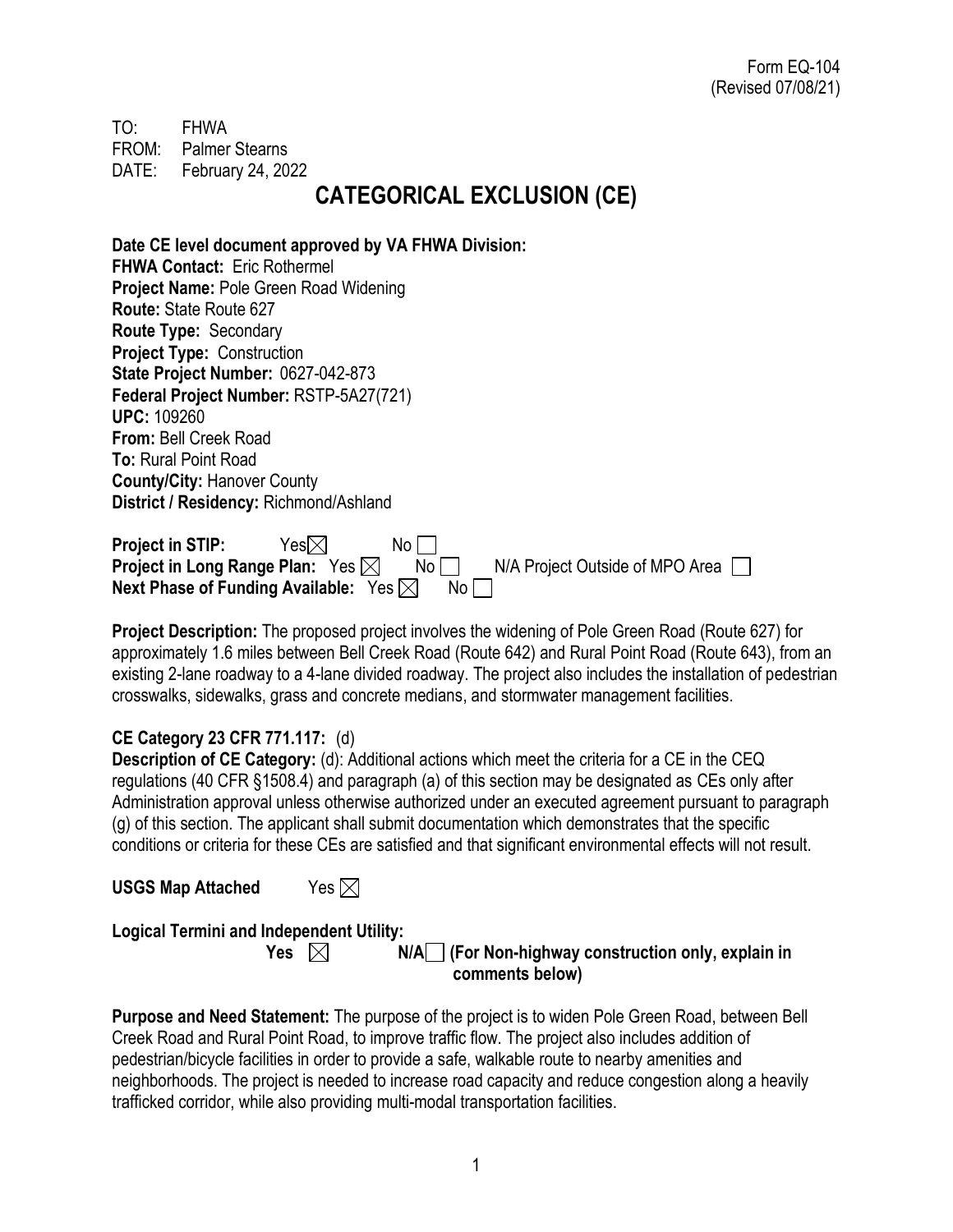Form EQ-104
(Revised 07/08/21)

TO: FHWA
FROM: Palmer Stearns
DATE: February 24, 2022

# CATEGORICAL EXCLUSION (CE)

**Date CE level document approved by VA FHWA Division:**
**FHWA Contact:** Eric Rothermel
**Project Name:** Pole Green Road Widening
**Route:** State Route 627
**Route Type:** Secondary
**Project Type:** Construction
**State Project Number:** 0627-042-873
**Federal Project Number:** RSTP-5A27(721)
**UPC:** 109260
**From:** Bell Creek Road
**To:** Rural Point Road
**County/City:** Hanover County
**District / Residency:** Richmond/Ashland

**Project in STIP:** Yes ☒ No ☐
**Project in Long Range Plan:** Yes ☒ No ☐ N/A Project Outside of MPO Area ☐
**Next Phase of Funding Available:** Yes ☒ No ☐

**Project Description:** The proposed project involves the widening of Pole Green Road (Route 627) for approximately 1.6 miles between Bell Creek Road (Route 642) and Rural Point Road (Route 643), from an existing 2-lane roadway to a 4-lane divided roadway. The project also includes the installation of pedestrian crosswalks, sidewalks, grass and concrete medians, and stormwater management facilities.

**CE Category 23 CFR 771.117:** (d)
**Description of CE Category:** (d): Additional actions which meet the criteria for a CE in the CEQ regulations (40 CFR §1508.4) and paragraph (a) of this section may be designated as CEs only after Administration approval unless otherwise authorized under an executed agreement pursuant to paragraph (g) of this section. The applicant shall submit documentation which demonstrates that the specific conditions or criteria for these CEs are satisfied and that significant environmental effects will not result.

**USGS Map Attached** Yes ☒

**Logical Termini and Independent Utility:**
**Yes** ☒ **N/A** ☐ **(For Non-highway construction only, explain in comments below)**

**Purpose and Need Statement:** The purpose of the project is to widen Pole Green Road, between Bell Creek Road and Rural Point Road, to improve traffic flow. The project also includes addition of pedestrian/bicycle facilities in order to provide a safe, walkable route to nearby amenities and neighborhoods. The project is needed to increase road capacity and reduce congestion along a heavily trafficked corridor, while also providing multi-modal transportation facilities.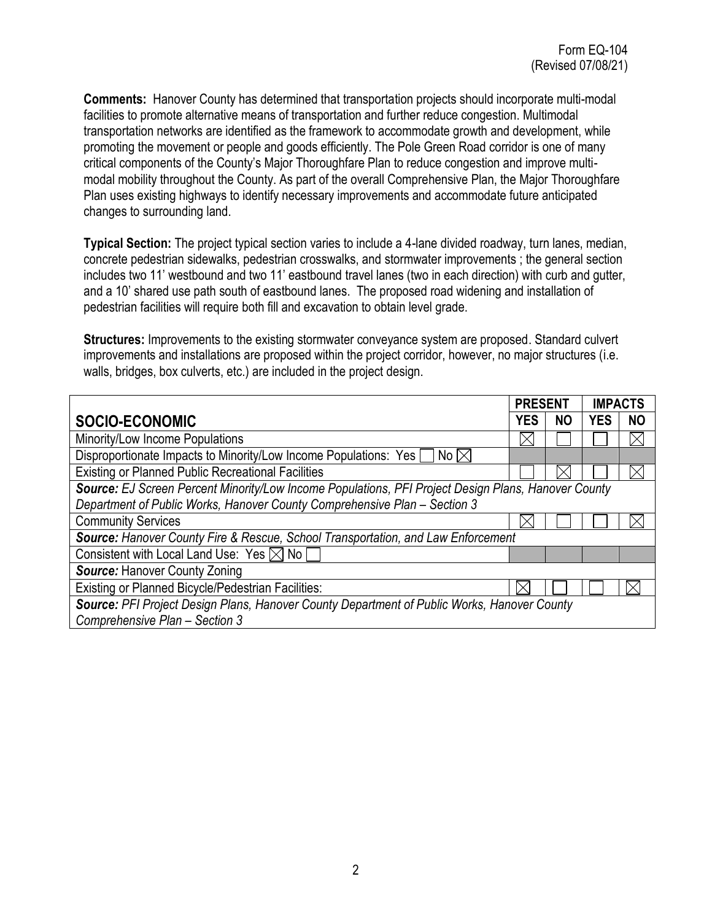Form EQ-104
(Revised 07/08/21)

**Comments:** Hanover County has determined that transportation projects should incorporate multi-modal facilities to promote alternative means of transportation and further reduce congestion. Multimodal transportation networks are identified as the framework to accommodate growth and development, while promoting the movement or people and goods efficiently. The Pole Green Road corridor is one of many critical components of the County's Major Thoroughfare Plan to reduce congestion and improve multi-modal mobility throughout the County. As part of the overall Comprehensive Plan, the Major Thoroughfare Plan uses existing highways to identify necessary improvements and accommodate future anticipated changes to surrounding land.

**Typical Section:** The project typical section varies to include a 4-lane divided roadway, turn lanes, median, concrete pedestrian sidewalks, pedestrian crosswalks, and stormwater improvements ; the general section includes two 11' westbound and two 11' eastbound travel lanes (two in each direction) with curb and gutter, and a 10' shared use path south of eastbound lanes. The proposed road widening and installation of pedestrian facilities will require both fill and excavation to obtain level grade.

**Structures:** Improvements to the existing stormwater conveyance system are proposed. Standard culvert improvements and installations are proposed within the project corridor, however, no major structures (i.e. walls, bridges, box culverts, etc.) are included in the project design.

| | PRESENT | | IMPACTS | |
|---|---|---|---|---|
| **SOCIO-ECONOMIC** | **YES** | **NO** | **YES** | **NO** |
| Minority/Low Income Populations | ☒ | ☐ | ☐ | ☒ |
| Disproportionate Impacts to Minority/Low Income Populations: Yes ☐ No ☒ | | | | |
| Existing or Planned Public Recreational Facilities | ☐ | ☒ | ☐ | ☒ |
| ***Source:*** *EJ Screen Percent Minority/Low Income Populations, PFI Project Design Plans, Hanover County Department of Public Works, Hanover County Comprehensive Plan – Section 3* | | | | |
| Community Services | ☒ | ☐ | ☐ | ☒ |
| ***Source:*** *Hanover County Fire & Rescue, School Transportation, and Law Enforcement* | | | | |
| Consistent with Local Land Use: Yes ☒ No ☐ | | | | |
| ***Source:*** *Hanover County Zoning* | | | | |
| Existing or Planned Bicycle/Pedestrian Facilities: | ☒ | ☐ | ☐ | ☒ |
| ***Source:*** *PFI Project Design Plans, Hanover County Department of Public Works, Hanover County Comprehensive Plan – Section 3* | | | | |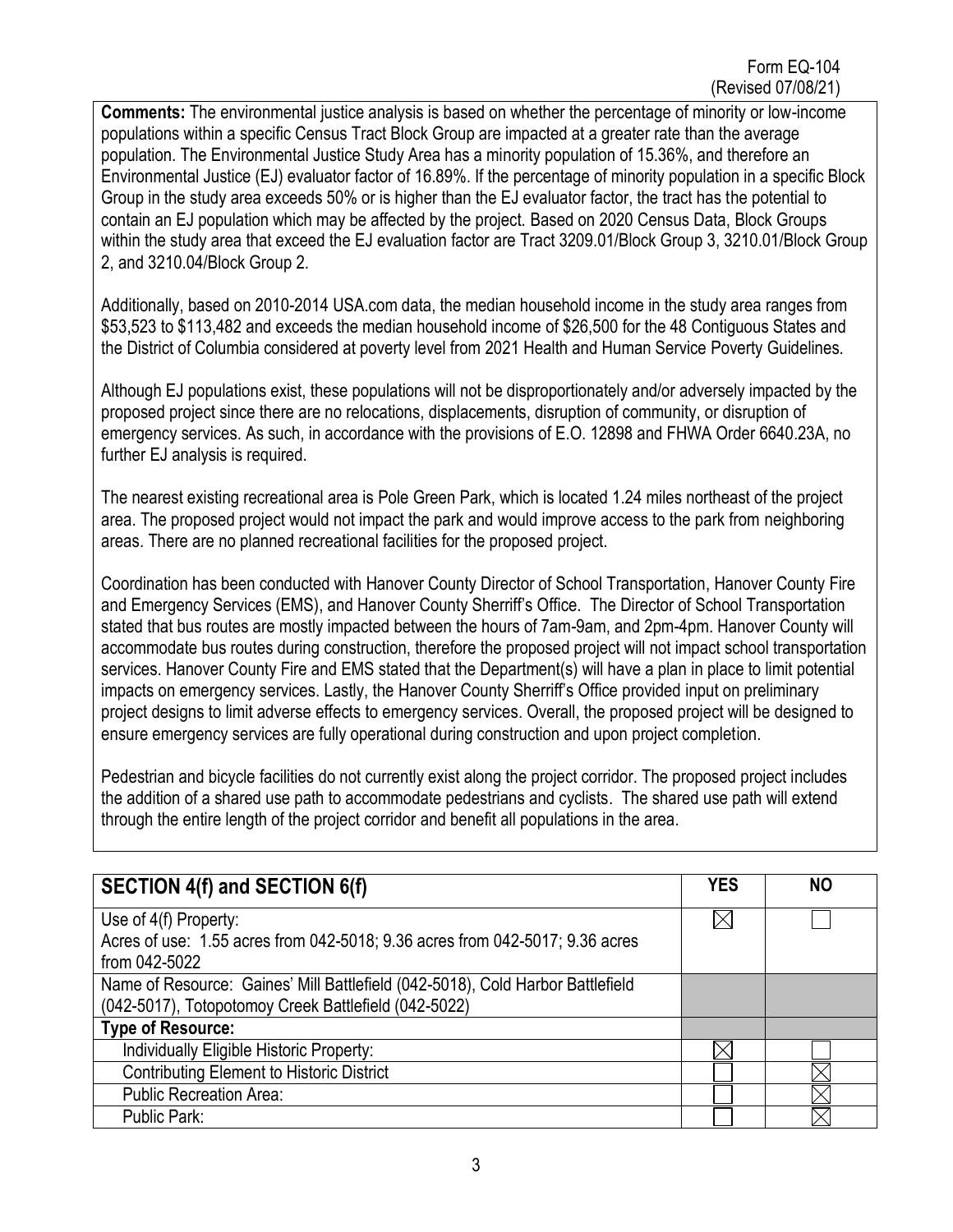**Comments:** The environmental justice analysis is based on whether the percentage of minority or low-income populations within a specific Census Tract Block Group are impacted at a greater rate than the average population. The Environmental Justice Study Area has a minority population of 15.36%, and therefore an Environmental Justice (EJ) evaluator factor of 16.89%. If the percentage of minority population in a specific Block Group in the study area exceeds 50% or is higher than the EJ evaluator factor, the tract has the potential to contain an EJ population which may be affected by the project. Based on 2020 Census Data, Block Groups within the study area that exceed the EJ evaluation factor are Tract 3209.01/Block Group 3, 3210.01/Block Group 2, and 3210.04/Block Group 2.

Additionally, based on 2010-2014 USA.com data, the median household income in the study area ranges from $53,523 to $113,482 and exceeds the median household income of $26,500 for the 48 Contiguous States and the District of Columbia considered at poverty level from 2021 Health and Human Service Poverty Guidelines.

Although EJ populations exist, these populations will not be disproportionately and/or adversely impacted by the proposed project since there are no relocations, displacements, disruption of community, or disruption of emergency services. As such, in accordance with the provisions of E.O. 12898 and FHWA Order 6640.23A, no further EJ analysis is required.

The nearest existing recreational area is Pole Green Park, which is located 1.24 miles northeast of the project area. The proposed project would not impact the park and would improve access to the park from neighboring areas. There are no planned recreational facilities for the proposed project.

Coordination has been conducted with Hanover County Director of School Transportation, Hanover County Fire and Emergency Services (EMS), and Hanover County Sherriff's Office. The Director of School Transportation stated that bus routes are mostly impacted between the hours of 7am-9am, and 2pm-4pm. Hanover County will accommodate bus routes during construction, therefore the proposed project will not impact school transportation services. Hanover County Fire and EMS stated that the Department(s) will have a plan in place to limit potential impacts on emergency services. Lastly, the Hanover County Sherriff's Office provided input on preliminary project designs to limit adverse effects to emergency services. Overall, the proposed project will be designed to ensure emergency services are fully operational during construction and upon project completion.

Pedestrian and bicycle facilities do not currently exist along the project corridor. The proposed project includes the addition of a shared use path to accommodate pedestrians and cyclists. The shared use path will extend through the entire length of the project corridor and benefit all populations in the area.

| SECTION 4(f) and SECTION 6(f) | YES | NO |
|---|---|---|
| Use of 4(f) Property:<br>Acres of use: 1.55 acres from 042-5018; 9.36 acres from 042-5017; 9.36 acres from 042-5022 | ☒ | ☐ |
| Name of Resource: Gaines' Mill Battlefield (042-5018), Cold Harbor Battlefield (042-5017), Totopotomoy Creek Battlefield (042-5022) | | |
| **Type of Resource:** | | |
| Individually Eligible Historic Property: | ☒ | ☐ |
| Contributing Element to Historic District | ☐ | ☒ |
| Public Recreation Area: | ☐ | ☒ |
| Public Park: | ☐ | ☒ |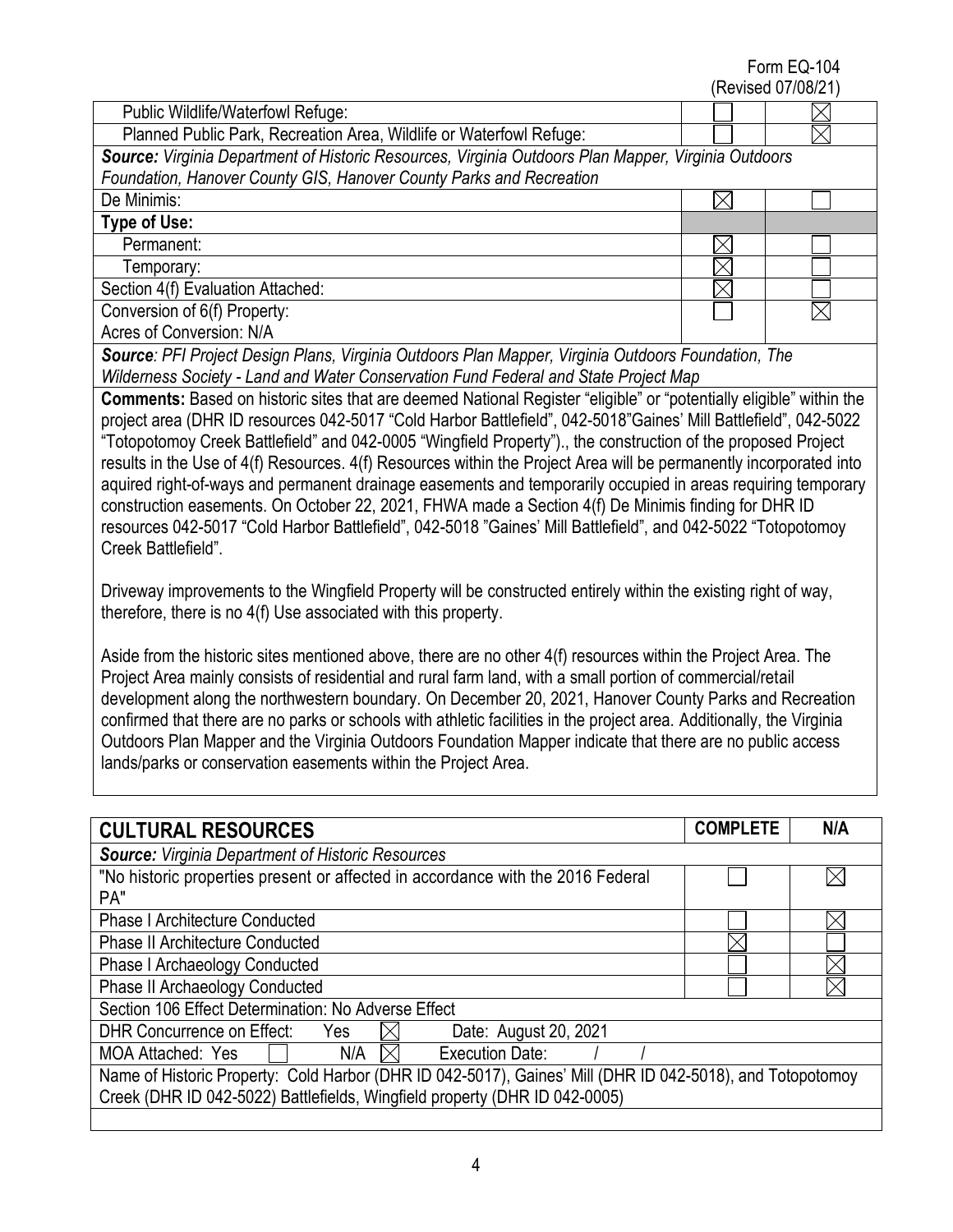Form EQ-104
(Revised 07/08/21)

| | | |
|---|---|---|
| Public Wildlife/Waterfowl Refuge: | ☐ | ☒ |
| Planned Public Park, Recreation Area, Wildlife or Waterfowl Refuge: | ☐ | ☒ |
| ***Source:*** *Virginia Department of Historic Resources, Virginia Outdoors Plan Mapper, Virginia Outdoors Foundation, Hanover County GIS, Hanover County Parks and Recreation* | | |
| De Minimis: | ☒ | ☐ |
| **Type of Use:** | | |
| Permanent: | ☒ | ☐ |
| Temporary: | ☒ | ☐ |
| Section 4(f) Evaluation Attached: | ☒ | ☐ |
| Conversion of 6(f) Property: Acres of Conversion: N/A | ☐ | ☒ |
| ***Source****: PFI Project Design Plans, Virginia Outdoors Plan Mapper, Virginia Outdoors Foundation, The Wilderness Society - Land and Water Conservation Fund Federal and State Project Map* | | |

**Comments:** Based on historic sites that are deemed National Register "eligible" or "potentially eligible" within the project area (DHR ID resources 042-5017 "Cold Harbor Battlefield", 042-5018"Gaines' Mill Battlefield", 042-5022 "Totopotomoy Creek Battlefield" and 042-0005 "Wingfield Property")., the construction of the proposed Project results in the Use of 4(f) Resources. 4(f) Resources within the Project Area will be permanently incorporated into aquired right-of-ways and permanent drainage easements and temporarily occupied in areas requiring temporary construction easements. On October 22, 2021, FHWA made a Section 4(f) De Minimis finding for DHR ID resources 042-5017 "Cold Harbor Battlefield", 042-5018 "Gaines' Mill Battlefield", and 042-5022 "Totopotomoy Creek Battlefield".

Driveway improvements to the Wingfield Property will be constructed entirely within the existing right of way, therefore, there is no 4(f) Use associated with this property.

Aside from the historic sites mentioned above, there are no other 4(f) resources within the Project Area. The Project Area mainly consists of residential and rural farm land, with a small portion of commercial/retail development along the northwestern boundary. On December 20, 2021, Hanover County Parks and Recreation confirmed that there are no parks or schools with athletic facilities in the project area. Additionally, the Virginia Outdoors Plan Mapper and the Virginia Outdoors Foundation Mapper indicate that there are no public access lands/parks or conservation easements within the Project Area.

| **CULTURAL RESOURCES** | **COMPLETE** | **N/A** |
|---|---|---|
| ***Source:*** *Virginia Department of Historic Resources* | | |
| "No historic properties present or affected in accordance with the 2016 Federal PA" | ☐ | ☒ |
| Phase I Architecture Conducted | ☐ | ☒ |
| Phase II Architecture Conducted | ☒ | ☐ |
| Phase I Archaeology Conducted | ☐ | ☒ |
| Phase II Archaeology Conducted | ☐ | ☒ |
| Section 106 Effect Determination: No Adverse Effect | | |
| DHR Concurrence on Effect: Yes ☒ Date: August 20, 2021 | | |
| MOA Attached: Yes ☐ N/A ☒ Execution Date: / / | | |
| Name of Historic Property: Cold Harbor (DHR ID 042-5017), Gaines' Mill (DHR ID 042-5018), and Totopotomoy Creek (DHR ID 042-5022) Battlefields, Wingfield property (DHR ID 042-0005) | | |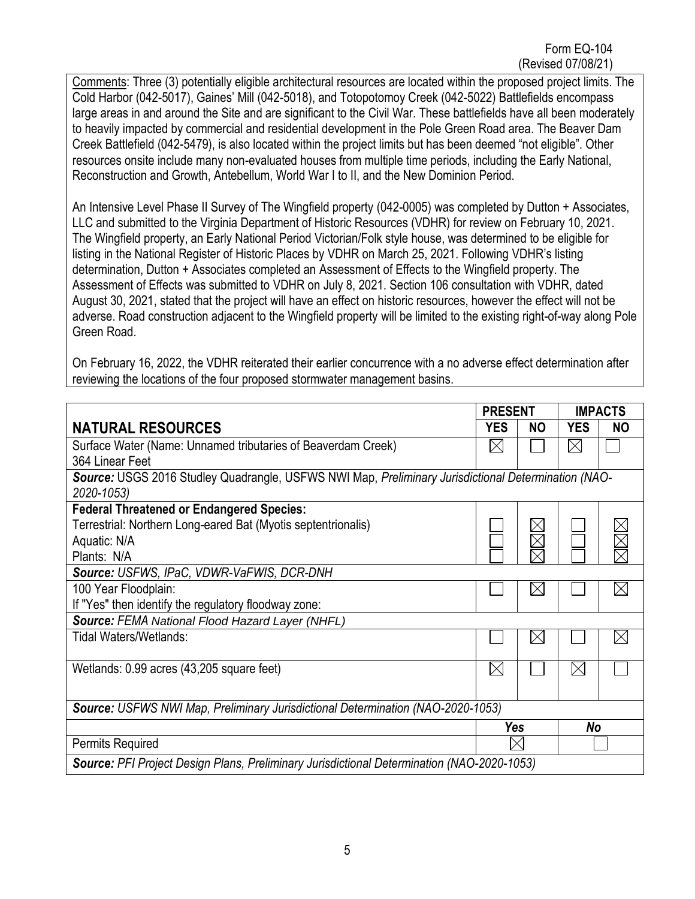Form EQ-104
(Revised 07/08/21)

Comments: Three (3) potentially eligible architectural resources are located within the proposed project limits. The Cold Harbor (042-5017), Gaines' Mill (042-5018), and Totopotomoy Creek (042-5022) Battlefields encompass large areas in and around the Site and are significant to the Civil War. These battlefields have all been moderately to heavily impacted by commercial and residential development in the Pole Green Road area. The Beaver Dam Creek Battlefield (042-5479), is also located within the project limits but has been deemed "not eligible". Other resources onsite include many non-evaluated houses from multiple time periods, including the Early National, Reconstruction and Growth, Antebellum, World War I to II, and the New Dominion Period.

An Intensive Level Phase II Survey of The Wingfield property (042-0005) was completed by Dutton + Associates, LLC and submitted to the Virginia Department of Historic Resources (VDHR) for review on February 10, 2021. The Wingfield property, an Early National Period Victorian/Folk style house, was determined to be eligible for listing in the National Register of Historic Places by VDHR on March 25, 2021. Following VDHR's listing determination, Dutton + Associates completed an Assessment of Effects to the Wingfield property. The Assessment of Effects was submitted to VDHR on July 8, 2021. Section 106 consultation with VDHR, dated August 30, 2021, stated that the project will have an effect on historic resources, however the effect will not be adverse. Road construction adjacent to the Wingfield property will be limited to the existing right-of-way along Pole Green Road.

On February 16, 2022, the VDHR reiterated their earlier concurrence with a no adverse effect determination after reviewing the locations of the four proposed stormwater management basins.

| | PRESENT | | IMPACTS | |
|---|---|---|---|---|
| **NATURAL RESOURCES** | **YES** | **NO** | **YES** | **NO** |
| Surface Water (Name: Unnamed tributaries of Beaverdam Creek) 364 Linear Feet | ☒ | ☐ | ☒ | ☐ |
| ***Source:*** USGS 2016 Studley Quadrangle, USFWS NWI Map, *Preliminary Jurisdictional Determination (NAO-2020-1053)* | | | | |
| **Federal Threatened or Endangered Species:** | | | | |
| Terrestrial: Northern Long-eared Bat (Myotis septentrionalis) | ☐ | ☒ | ☐ | ☒ |
| Aquatic: N/A | ☐ | ☒ | ☐ | ☒ |
| Plants: N/A | ☐ | ☒ | ☐ | ☒ |
| ***Source:*** *USFWS, IPaC, VDWR-VaFWIS, DCR-DNH* | | | | |
| 100 Year Floodplain: If "Yes" then identify the regulatory floodway zone: | ☐ | ☒ | ☐ | ☒ |
| ***Source:*** *FEMA National Flood Hazard Layer (NHFL)* | | | | |
| Tidal Waters/Wetlands: | ☐ | ☒ | ☐ | ☒ |
| Wetlands: 0.99 acres (43,205 square feet) | ☒ | ☐ | ☒ | ☐ |
| ***Source:*** *USFWS NWI Map, Preliminary Jurisdictional Determination (NAO-2020-1053)* | | | | |
| | ***Yes*** | | ***No*** | |
| Permits Required | ☒ | | ☐ | |
| ***Source:*** *PFI Project Design Plans, Preliminary Jurisdictional Determination (NAO-2020-1053)* | | | | |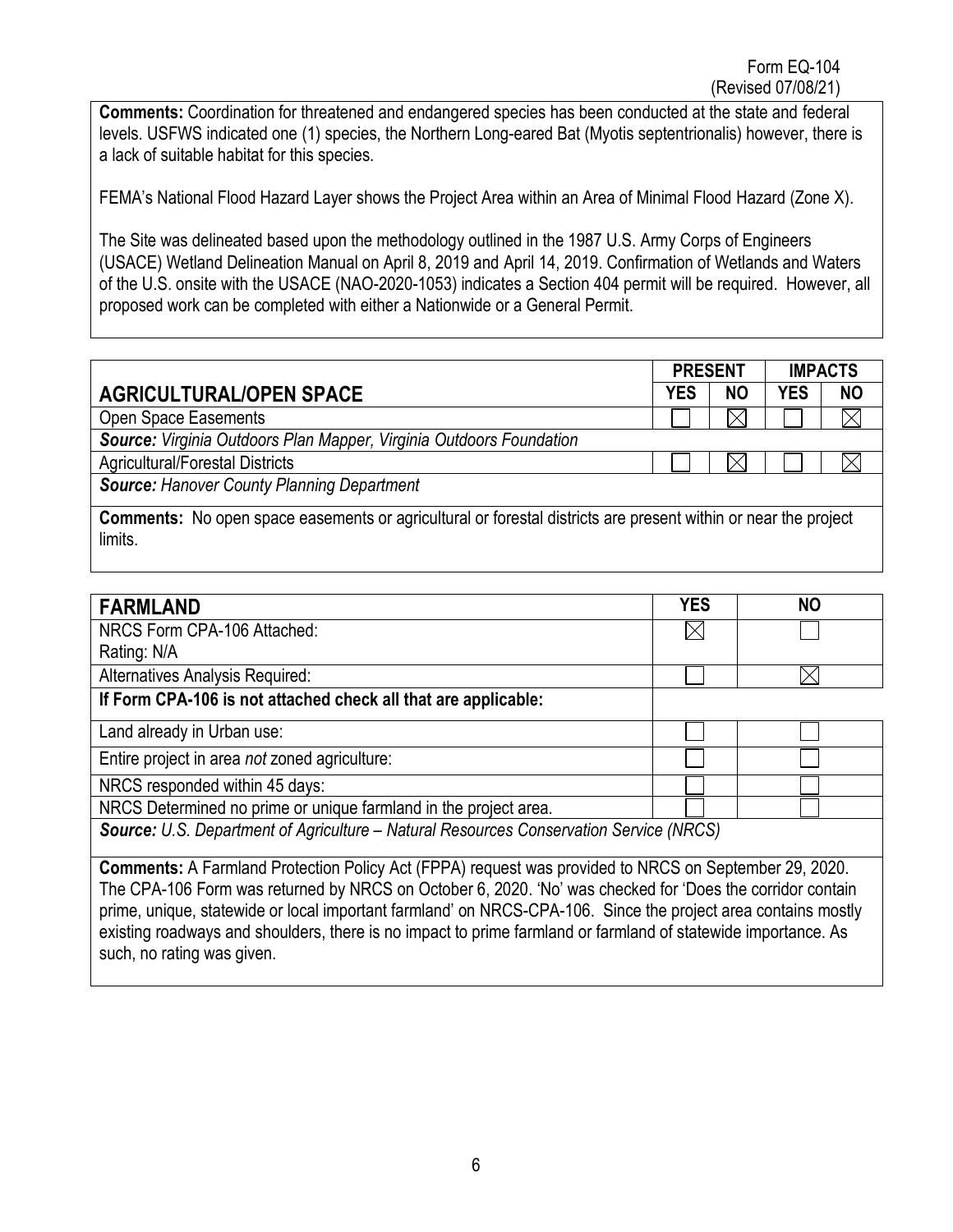**Comments:** Coordination for threatened and endangered species has been conducted at the state and federal levels. USFWS indicated one (1) species, the Northern Long-eared Bat (Myotis septentrionalis) however, there is a lack of suitable habitat for this species.

FEMA's National Flood Hazard Layer shows the Project Area within an Area of Minimal Flood Hazard (Zone X).

The Site was delineated based upon the methodology outlined in the 1987 U.S. Army Corps of Engineers (USACE) Wetland Delineation Manual on April 8, 2019 and April 14, 2019. Confirmation of Wetlands and Waters of the U.S. onsite with the USACE (NAO-2020-1053) indicates a Section 404 permit will be required. However, all proposed work can be completed with either a Nationwide or a General Permit.

| | PRESENT | | IMPACTS | |
|---|---|---|---|---|
| **AGRICULTURAL/OPEN SPACE** | **YES** | **NO** | **YES** | **NO** |
| Open Space Easements | ☐ | ☒ | ☐ | ☒ |
| ***Source:*** *Virginia Outdoors Plan Mapper, Virginia Outdoors Foundation* | | | | |
| Agricultural/Forestal Districts | ☐ | ☒ | ☐ | ☒ |
| ***Source:*** *Hanover County Planning Department* | | | | |

**Comments:** No open space easements or agricultural or forestal districts are present within or near the project limits.

| **FARMLAND** | **YES** | **NO** |
|---|---|---|
| NRCS Form CPA-106 Attached:<br>Rating: N/A | ☒ | ☐ |
| Alternatives Analysis Required: | ☐ | ☒ |
| **If Form CPA-106 is not attached check all that are applicable:** | | |
| Land already in Urban use: | ☐ | ☐ |
| Entire project in area *not* zoned agriculture: | ☐ | ☐ |
| NRCS responded within 45 days: | ☐ | ☐ |
| NRCS Determined no prime or unique farmland in the project area. | ☐ | ☐ |
| ***Source:*** *U.S. Department of Agriculture – Natural Resources Conservation Service (NRCS)* | | |

**Comments:** A Farmland Protection Policy Act (FPPA) request was provided to NRCS on September 29, 2020. The CPA-106 Form was returned by NRCS on October 6, 2020. 'No' was checked for 'Does the corridor contain prime, unique, statewide or local important farmland' on NRCS-CPA-106. Since the project area contains mostly existing roadways and shoulders, there is no impact to prime farmland or farmland of statewide importance. As such, no rating was given.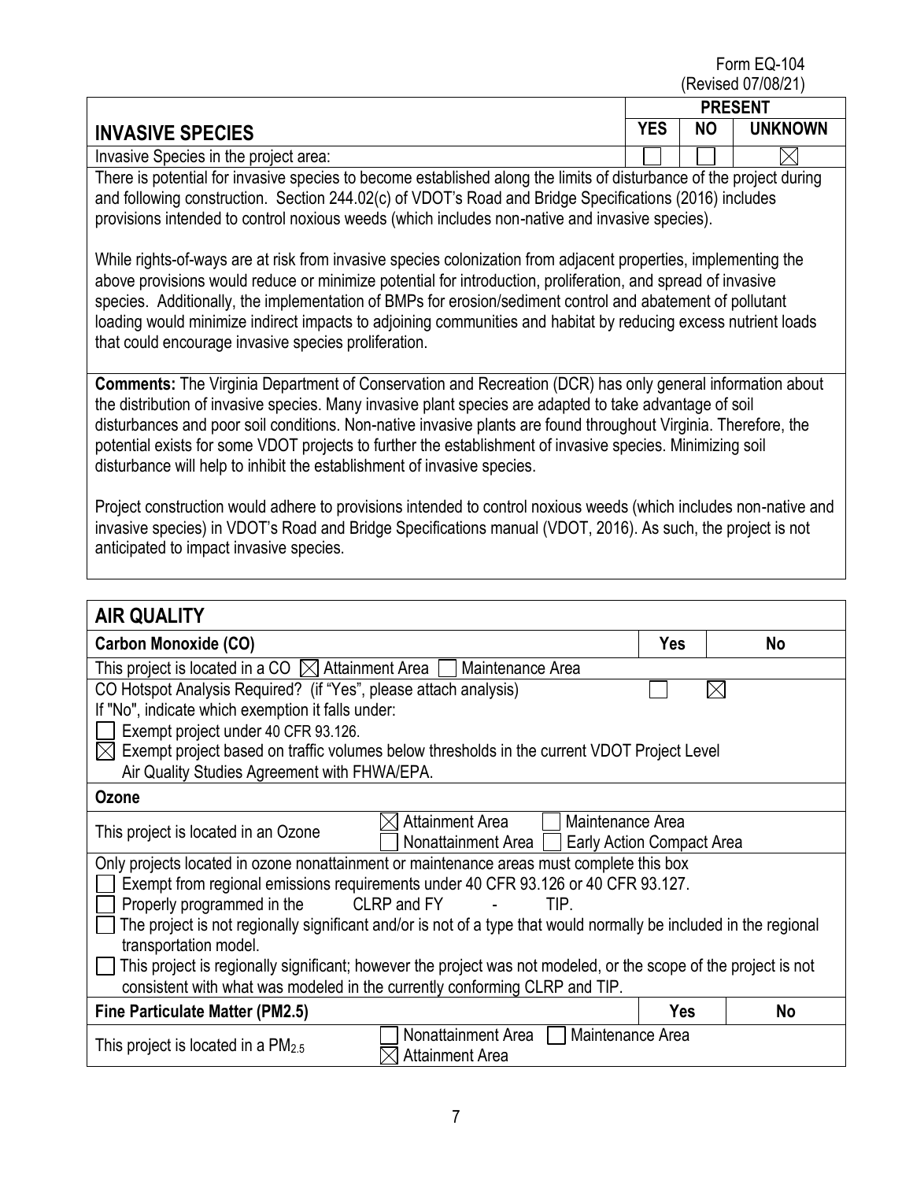Form EQ-104
(Revised 07/08/21)

| INVASIVE SPECIES | PRESENT | | |
|---|---|---|---|
| | YES | NO | UNKNOWN |
| Invasive Species in the project area: | ☐ | ☐ | ☒ |

There is potential for invasive species to become established along the limits of disturbance of the project during and following construction. Section 244.02(c) of VDOT's Road and Bridge Specifications (2016) includes provisions intended to control noxious weeds (which includes non-native and invasive species).

While rights-of-ways are at risk from invasive species colonization from adjacent properties, implementing the above provisions would reduce or minimize potential for introduction, proliferation, and spread of invasive species. Additionally, the implementation of BMPs for erosion/sediment control and abatement of pollutant loading would minimize indirect impacts to adjoining communities and habitat by reducing excess nutrient loads that could encourage invasive species proliferation.

**Comments:** The Virginia Department of Conservation and Recreation (DCR) has only general information about the distribution of invasive species. Many invasive plant species are adapted to take advantage of soil disturbances and poor soil conditions. Non-native invasive plants are found throughout Virginia. Therefore, the potential exists for some VDOT projects to further the establishment of invasive species. Minimizing soil disturbance will help to inhibit the establishment of invasive species.

Project construction would adhere to provisions intended to control noxious weeds (which includes non-native and invasive species) in VDOT's Road and Bridge Specifications manual (VDOT, 2016). As such, the project is not anticipated to impact invasive species.

## AIR QUALITY

| Carbon Monoxide (CO) | Yes | No |
|---|---|---|
| This project is located in a CO ☒ Attainment Area ☐ Maintenance Area | | |
| CO Hotspot Analysis Required? (if "Yes", please attach analysis) | ☐ | ☒ |

If "No", indicate which exemption it falls under:

☐ Exempt project under 40 CFR 93.126.

☒ Exempt project based on traffic volumes below thresholds in the current VDOT Project Level Air Quality Studies Agreement with FHWA/EPA.

**Ozone**

This project is located in an Ozone ☒ Attainment Area ☐ Maintenance Area ☐ Nonattainment Area ☐ Early Action Compact Area

Only projects located in ozone nonattainment or maintenance areas must complete this box

☐ Exempt from regional emissions requirements under 40 CFR 93.126 or 40 CFR 93.127.

☐ Properly programmed in the CLRP and FY - TIP.

☐ The project is not regionally significant and/or is not of a type that would normally be included in the regional transportation model.

☐ This project is regionally significant; however the project was not modeled, or the scope of the project is not consistent with what was modeled in the currently conforming CLRP and TIP.

| Fine Particulate Matter ($PM_{2.5}$) | Yes | No |
|---|---|---|
| This project is located in a $PM_{2.5}$ ☐ Nonattainment Area ☐ Maintenance Area ☒ Attainment Area | | |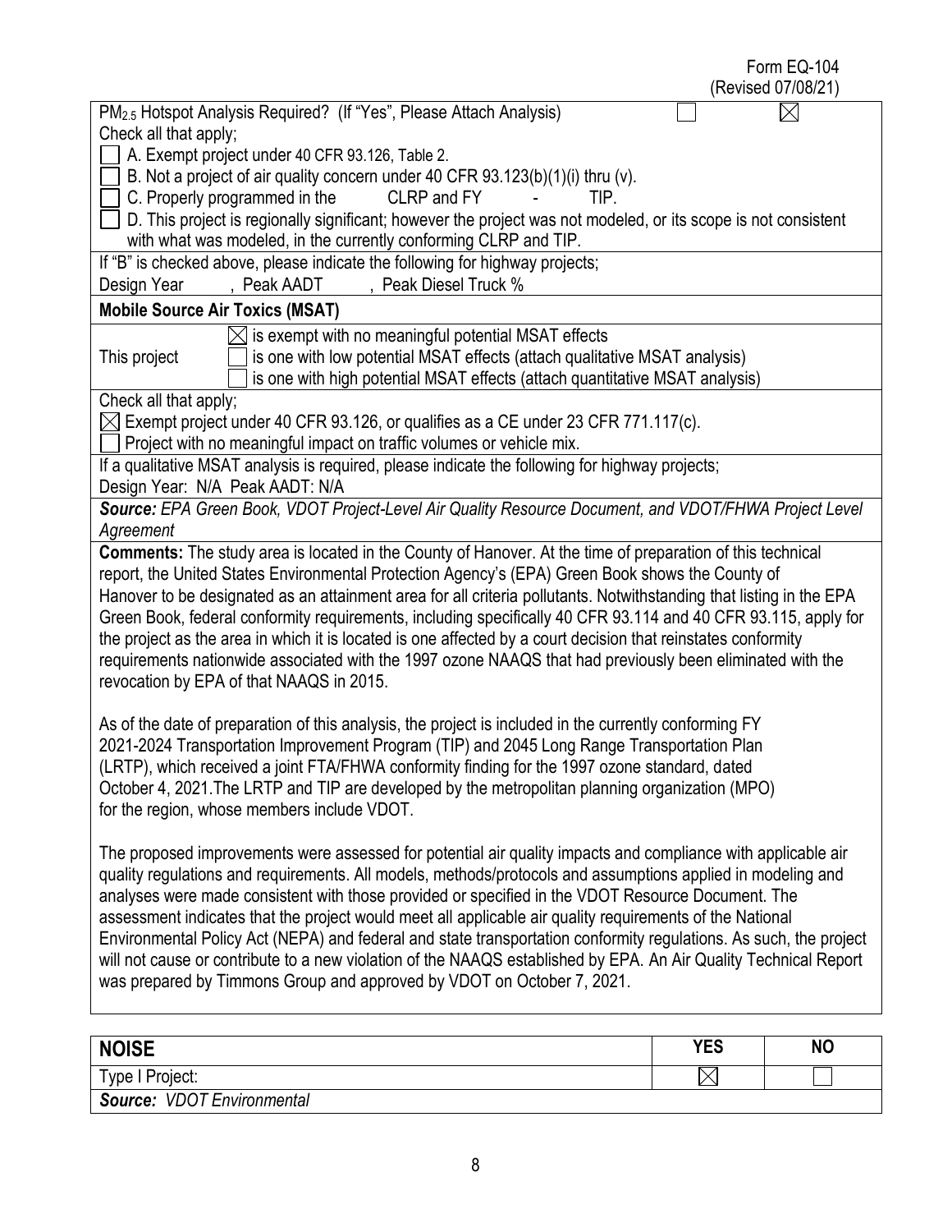Form EQ-104
(Revised 07/08/21)

PM$_{2.5}$ Hotspot Analysis Required? (If "Yes", Please Attach Analysis) ☐ ☒

Check all that apply;

☐ A. Exempt project under 40 CFR 93.126, Table 2.
☐ B. Not a project of air quality concern under 40 CFR 93.123(b)(1)(i) thru (v).
☐ C. Properly programmed in the CLRP and FY - TIP.
☐ D. This project is regionally significant; however the project was not modeled, or its scope is not consistent with what was modeled, in the currently conforming CLRP and TIP.

If "B" is checked above, please indicate the following for highway projects;
Design Year , Peak AADT , Peak Diesel Truck %

**Mobile Source Air Toxics (MSAT)**

This project
☒ is exempt with no meaningful potential MSAT effects
☐ is one with low potential MSAT effects (attach qualitative MSAT analysis)
☐ is one with high potential MSAT effects (attach quantitative MSAT analysis)

Check all that apply;
☒ Exempt project under 40 CFR 93.126, or qualifies as a CE under 23 CFR 771.117(c).
☐ Project with no meaningful impact on traffic volumes or vehicle mix.

If a qualitative MSAT analysis is required, please indicate the following for highway projects;
Design Year: N/A Peak AADT: N/A

***Source:*** *EPA Green Book, VDOT Project-Level Air Quality Resource Document, and VDOT/FHWA Project Level Agreement*

**Comments:** The study area is located in the County of Hanover. At the time of preparation of this technical report, the United States Environmental Protection Agency's (EPA) Green Book shows the County of Hanover to be designated as an attainment area for all criteria pollutants. Notwithstanding that listing in the EPA Green Book, federal conformity requirements, including specifically 40 CFR 93.114 and 40 CFR 93.115, apply for the project as the area in which it is located is one affected by a court decision that reinstates conformity requirements nationwide associated with the 1997 ozone NAAQS that had previously been eliminated with the revocation by EPA of that NAAQS in 2015.

As of the date of preparation of this analysis, the project is included in the currently conforming FY 2021-2024 Transportation Improvement Program (TIP) and 2045 Long Range Transportation Plan (LRTP), which received a joint FTA/FHWA conformity finding for the 1997 ozone standard, dated October 4, 2021.The LRTP and TIP are developed by the metropolitan planning organization (MPO) for the region, whose members include VDOT.

The proposed improvements were assessed for potential air quality impacts and compliance with applicable air quality regulations and requirements. All models, methods/protocols and assumptions applied in modeling and analyses were made consistent with those provided or specified in the VDOT Resource Document. The assessment indicates that the project would meet all applicable air quality requirements of the National Environmental Policy Act (NEPA) and federal and state transportation conformity regulations. As such, the project will not cause or contribute to a new violation of the NAAQS established by EPA. An Air Quality Technical Report was prepared by Timmons Group and approved by VDOT on October 7, 2021.

| **NOISE** | **YES** | **NO** |
|---|---|---|
| Type I Project: | ☒ | ☐ |
| ***Source:*** *VDOT Environmental* | | |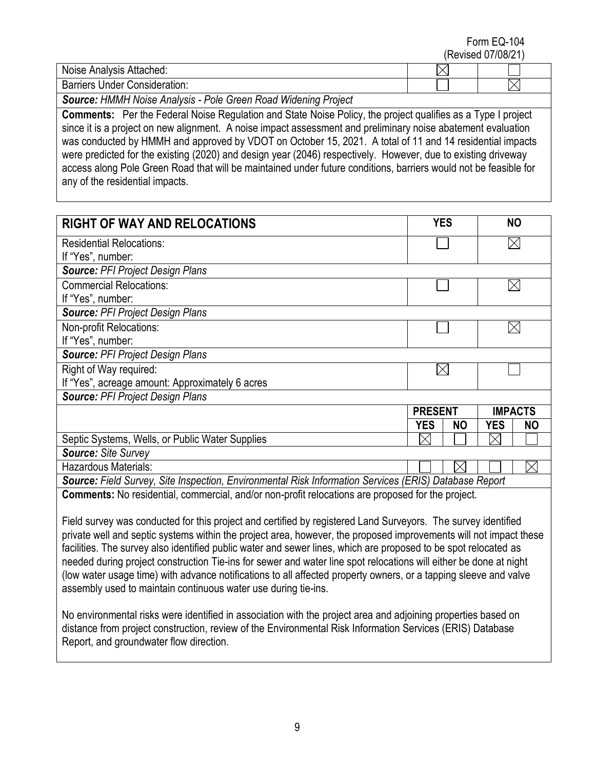Form EQ-104
(Revised 07/08/21)

| | YES | NO |
|---|---|---|
| Noise Analysis Attached: | ☒ | ☐ |
| Barriers Under Consideration: | ☐ | ☒ |

***Source:*** *HMMH Noise Analysis - Pole Green Road Widening Project*

**Comments:** Per the Federal Noise Regulation and State Noise Policy, the project qualifies as a Type I project since it is a project on new alignment. A noise impact assessment and preliminary noise abatement evaluation was conducted by HMMH and approved by VDOT on October 15, 2021. A total of 11 and 14 residential impacts were predicted for the existing (2020) and design year (2046) respectively. However, due to existing driveway access along Pole Green Road that will be maintained under future conditions, barriers would not be feasible for any of the residential impacts.

| **RIGHT OF WAY AND RELOCATIONS** | **YES** | **NO** |
|---|---|---|
| Residential Relocations:<br>If "Yes", number: | ☐ | ☒ |
| ***Source:*** *PFI Project Design Plans* | | |
| Commercial Relocations:<br>If "Yes", number: | ☐ | ☒ |
| ***Source:*** *PFI Project Design Plans* | | |
| Non-profit Relocations:<br>If "Yes", number: | ☐ | ☒ |
| ***Source:*** *PFI Project Design Plans* | | |
| Right of Way required:<br>If "Yes", acreage amount: Approximately 6 acres | ☒ | ☐ |
| ***Source:*** *PFI Project Design Plans* | | |

| | **PRESENT** | | **IMPACTS** | |
|---|---|---|---|---|
| | **YES** | **NO** | **YES** | **NO** |
| Septic Systems, Wells, or Public Water Supplies | ☒ | ☐ | ☒ | ☐ |
| ***Source:*** *Site Survey* | | | | |
| Hazardous Materials: | ☐ | ☒ | ☐ | ☒ |
| ***Source:*** *Field Survey, Site Inspection, Environmental Risk Information Services (ERIS) Database Report* | | | | |

**Comments:** No residential, commercial, and/or non-profit relocations are proposed for the project.

Field survey was conducted for this project and certified by registered Land Surveyors. The survey identified private well and septic systems within the project area, however, the proposed improvements will not impact these facilities. The survey also identified public water and sewer lines, which are proposed to be spot relocated as needed during project construction Tie-ins for sewer and water line spot relocations will either be done at night (low water usage time) with advance notifications to all affected property owners, or a tapping sleeve and valve assembly used to maintain continuous water use during tie-ins.

No environmental risks were identified in association with the project area and adjoining properties based on distance from project construction, review of the Environmental Risk Information Services (ERIS) Database Report, and groundwater flow direction.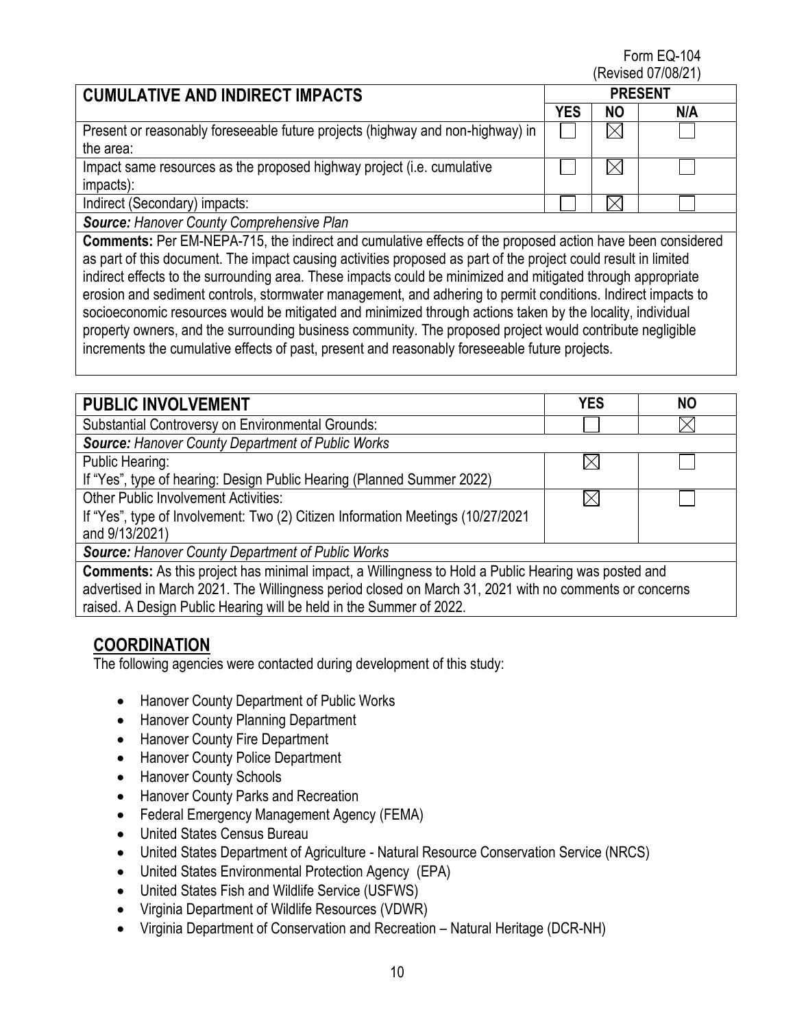Form EQ-104
(Revised 07/08/21)

| CUMULATIVE AND INDIRECT IMPACTS | PRESENT | | |
|---|---|---|---|
| | YES | NO | N/A |
| Present or reasonably foreseeable future projects (highway and non-highway) in the area: | ☐ | ☒ | ☐ |
| Impact same resources as the proposed highway project (i.e. cumulative impacts): | ☐ | ☒ | ☐ |
| Indirect (Secondary) impacts: | ☐ | ☒ | ☐ |

***Source:*** *Hanover County Comprehensive Plan*

**Comments:** Per EM-NEPA-715, the indirect and cumulative effects of the proposed action have been considered as part of this document. The impact causing activities proposed as part of the project could result in limited indirect effects to the surrounding area. These impacts could be minimized and mitigated through appropriate erosion and sediment controls, stormwater management, and adhering to permit conditions. Indirect impacts to socioeconomic resources would be mitigated and minimized through actions taken by the locality, individual property owners, and the surrounding business community. The proposed project would contribute negligible increments the cumulative effects of past, present and reasonably foreseeable future projects.

| PUBLIC INVOLVEMENT | YES | NO |
|---|---|---|
| Substantial Controversy on Environmental Grounds: | ☐ | ☒ |
| ***Source:*** *Hanover County Department of Public Works* | | |
| Public Hearing:<br>If "Yes", type of hearing: Design Public Hearing (Planned Summer 2022) | ☒ | ☐ |
| Other Public Involvement Activities:<br>If "Yes", type of Involvement: Two (2) Citizen Information Meetings (10/27/2021 and 9/13/2021) | ☒ | ☐ |
| ***Source:*** *Hanover County Department of Public Works* | | |

**Comments:** As this project has minimal impact, a Willingness to Hold a Public Hearing was posted and advertised in March 2021. The Willingness period closed on March 31, 2021 with no comments or concerns raised. A Design Public Hearing will be held in the Summer of 2022.

## COORDINATION

The following agencies were contacted during development of this study:

- Hanover County Department of Public Works
- Hanover County Planning Department
- Hanover County Fire Department
- Hanover County Police Department
- Hanover County Schools
- Hanover County Parks and Recreation
- Federal Emergency Management Agency (FEMA)
- United States Census Bureau
- United States Department of Agriculture - Natural Resource Conservation Service (NRCS)
- United States Environmental Protection Agency (EPA)
- United States Fish and Wildlife Service (USFWS)
- Virginia Department of Wildlife Resources (VDWR)
- Virginia Department of Conservation and Recreation – Natural Heritage (DCR-NH)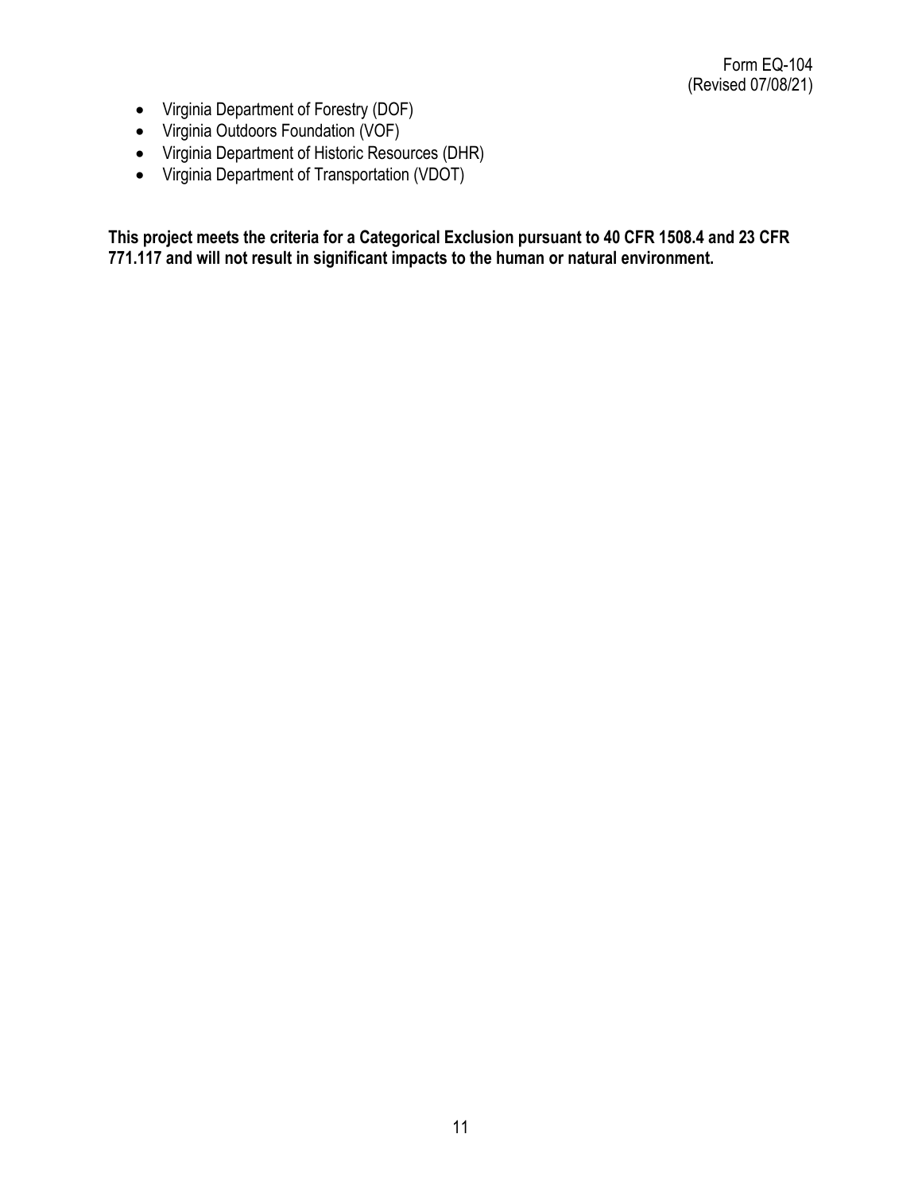- Virginia Department of Forestry (DOF)
- Virginia Outdoors Foundation (VOF)
- Virginia Department of Historic Resources (DHR)
- Virginia Department of Transportation (VDOT)

**This project meets the criteria for a Categorical Exclusion pursuant to 40 CFR 1508.4 and 23 CFR 771.117 and will not result in significant impacts to the human or natural environment.**